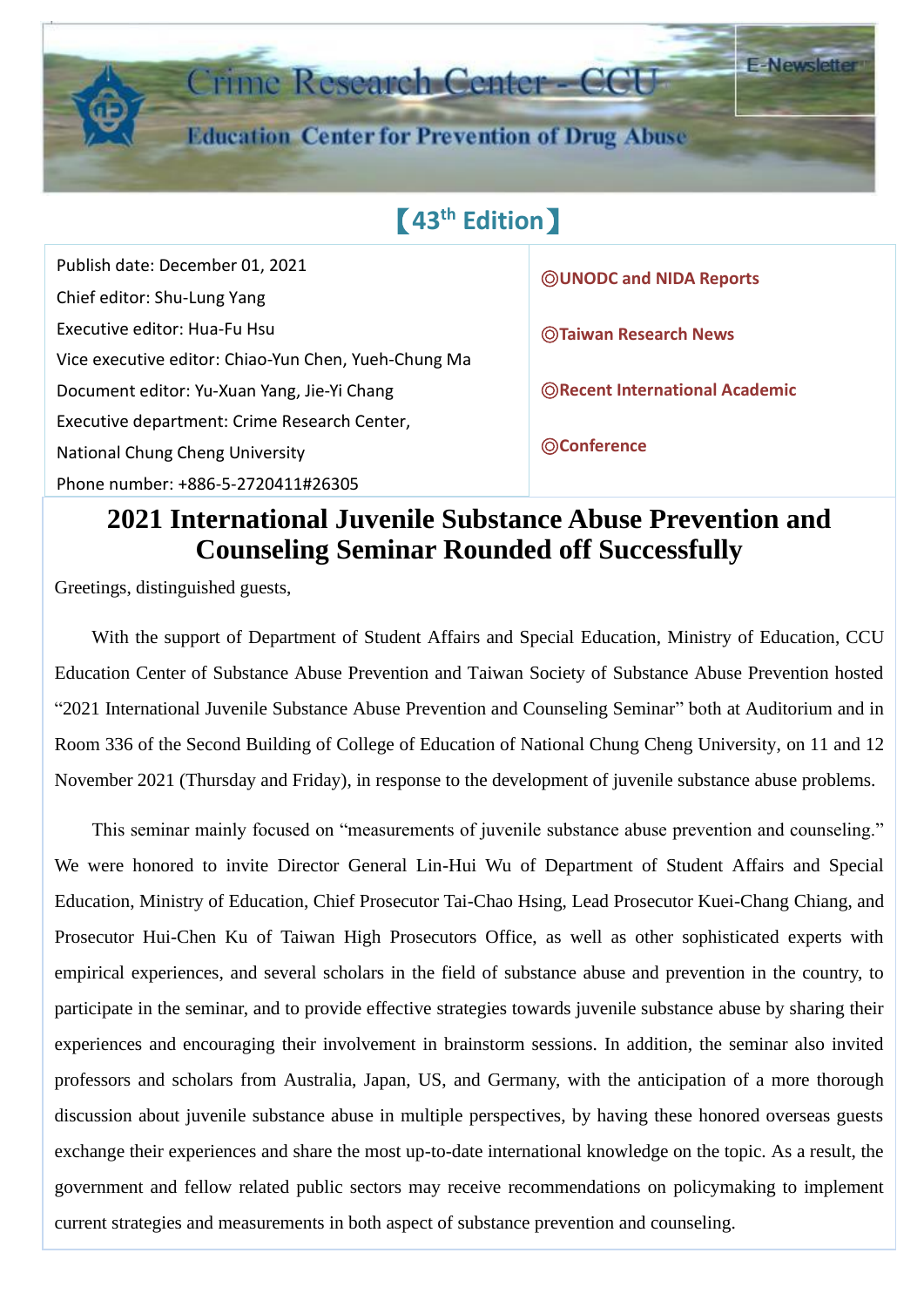Crime Research Center - CCU

Education Center for Prevention of Drug Abuse

E-Newsletter

# 【43th Edition】

| | |
|---|---|
| Publish date: December 01, 2021<br>Chief editor: Shu-Lung Yang<br>Executive editor: Hua-Fu Hsu<br>Vice executive editor: Chiao-Yun Chen, Yueh-Chung Ma<br>Document editor: Yu-Xuan Yang, Jie-Yi Chang<br>Executive department: Crime Research Center, National Chung Cheng University<br>Phone number: +886-5-2720411#26305 | **◎UNODC and NIDA Reports**<br>**◎Taiwan Research News**<br>**◎Recent International Academic**<br>**◎Conference** |

## 2021 International Juvenile Substance Abuse Prevention and Counseling Seminar Rounded off Successfully

Greetings, distinguished guests,

With the support of Department of Student Affairs and Special Education, Ministry of Education, CCU Education Center of Substance Abuse Prevention and Taiwan Society of Substance Abuse Prevention hosted "2021 International Juvenile Substance Abuse Prevention and Counseling Seminar" both at Auditorium and in Room 336 of the Second Building of College of Education of National Chung Cheng University, on 11 and 12 November 2021 (Thursday and Friday), in response to the development of juvenile substance abuse problems.

This seminar mainly focused on "measurements of juvenile substance abuse prevention and counseling." We were honored to invite Director General Lin-Hui Wu of Department of Student Affairs and Special Education, Ministry of Education, Chief Prosecutor Tai-Chao Hsing, Lead Prosecutor Kuei-Chang Chiang, and Prosecutor Hui-Chen Ku of Taiwan High Prosecutors Office, as well as other sophisticated experts with empirical experiences, and several scholars in the field of substance abuse and prevention in the country, to participate in the seminar, and to provide effective strategies towards juvenile substance abuse by sharing their experiences and encouraging their involvement in brainstorm sessions. In addition, the seminar also invited professors and scholars from Australia, Japan, US, and Germany, with the anticipation of a more thorough discussion about juvenile substance abuse in multiple perspectives, by having these honored overseas guests exchange their experiences and share the most up-to-date international knowledge on the topic. As a result, the government and fellow related public sectors may receive recommendations on policymaking to implement current strategies and measurements in both aspect of substance prevention and counseling.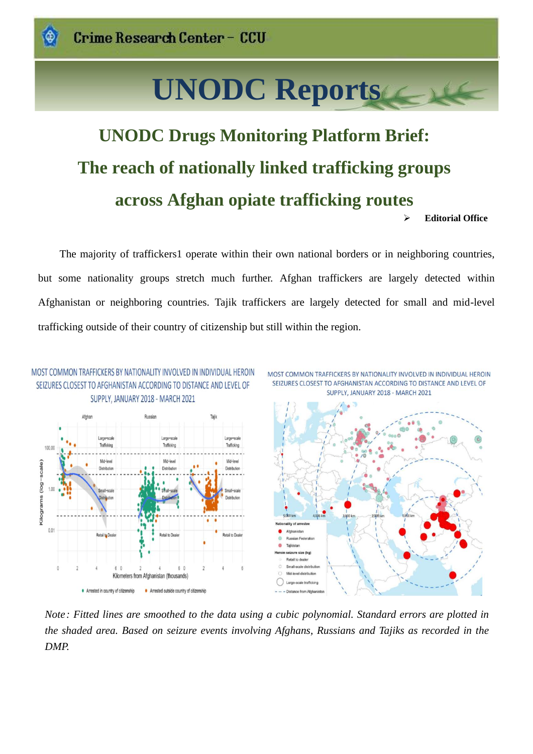# UNODC Reports

## UNODC Drugs Monitoring Platform Brief: The reach of nationally linked trafficking groups across Afghan opiate trafficking routes

➢ **Editorial Office**

The majority of traffickers1 operate within their own national borders or in neighboring countries, but some nationality groups stretch much further. Afghan traffickers are largely detected within Afghanistan or neighboring countries. Tajik traffickers are largely detected for small and mid-level trafficking outside of their country of citizenship but still within the region.

MOST COMMON TRAFFICKERS BY NATIONALITY INVOLVED IN INDIVIDUAL HEROIN SEIZURES CLOSEST TO AFGHANISTAN ACCORDING TO DISTANCE AND LEVEL OF SUPPLY, JANUARY 2018 - MARCH 2021

MOST COMMON TRAFFICKERS BY NATIONALITY INVOLVED IN INDIVIDUAL HEROIN SEIZURES CLOSEST TO AFGHANISTAN ACCORDING TO DISTANCE AND LEVEL OF SUPPLY, JANUARY 2018 - MARCH 2021

*Note: Fitted lines are smoothed to the data using a cubic polynomial. Standard errors are plotted in the shaded area. Based on seizure events involving Afghans, Russians and Tajiks as recorded in the DMP.*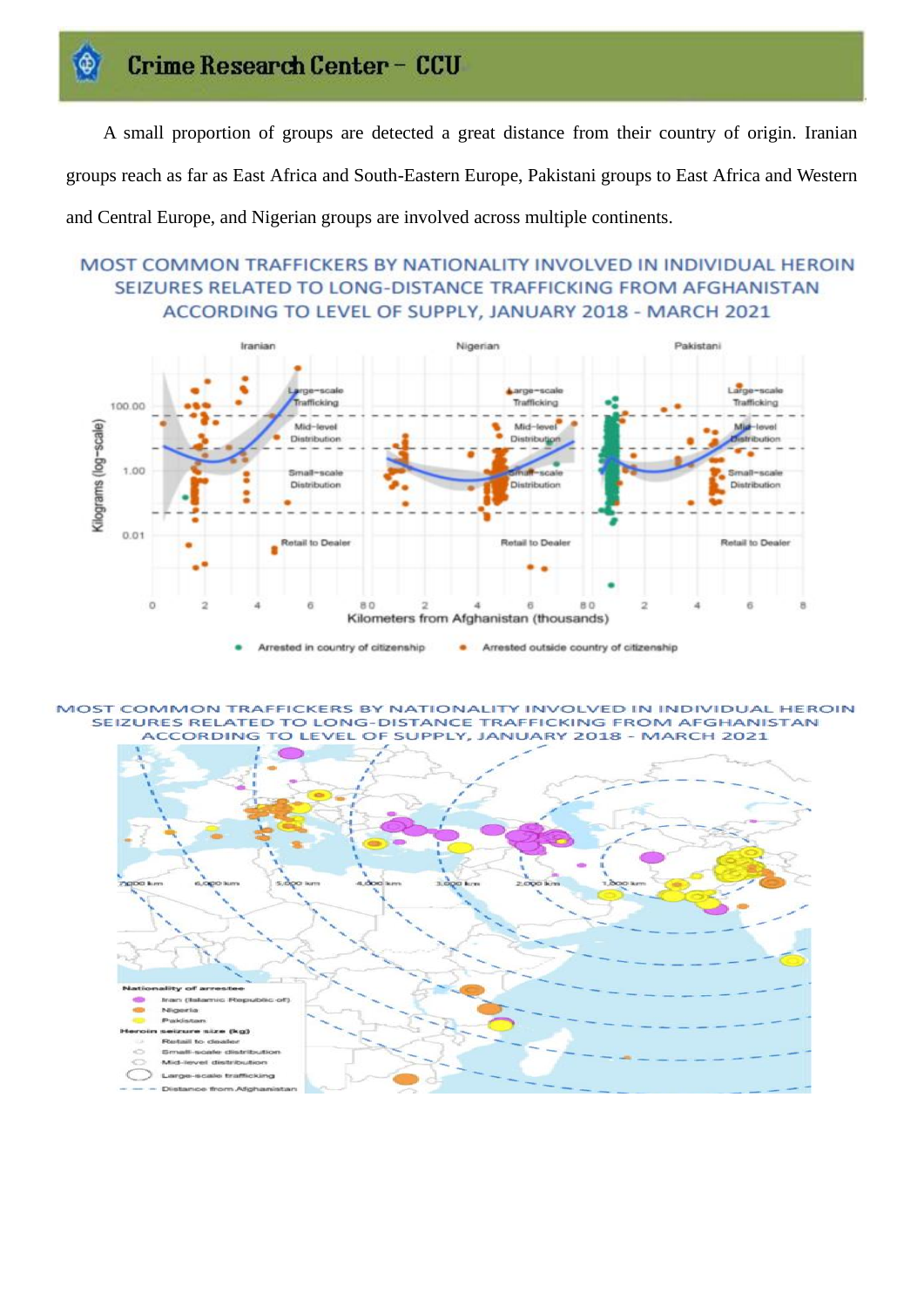A small proportion of groups are detected a great distance from their country of origin. Iranian groups reach as far as East Africa and South-Eastern Europe, Pakistani groups to East Africa and Western and Central Europe, and Nigerian groups are involved across multiple continents.

MOST COMMON TRAFFICKERS BY NATIONALITY INVOLVED IN INDIVIDUAL HEROIN SEIZURES RELATED TO LONG-DISTANCE TRAFFICKING FROM AFGHANISTAN ACCORDING TO LEVEL OF SUPPLY, JANUARY 2018 - MARCH 2021

MOST COMMON TRAFFICKERS BY NATIONALITY INVOLVED IN INDIVIDUAL HEROIN SEIZURES RELATED TO LONG-DISTANCE TRAFFICKING FROM AFGHANISTAN ACCORDING TO LEVEL OF SUPPLY, JANUARY 2018 - MARCH 2021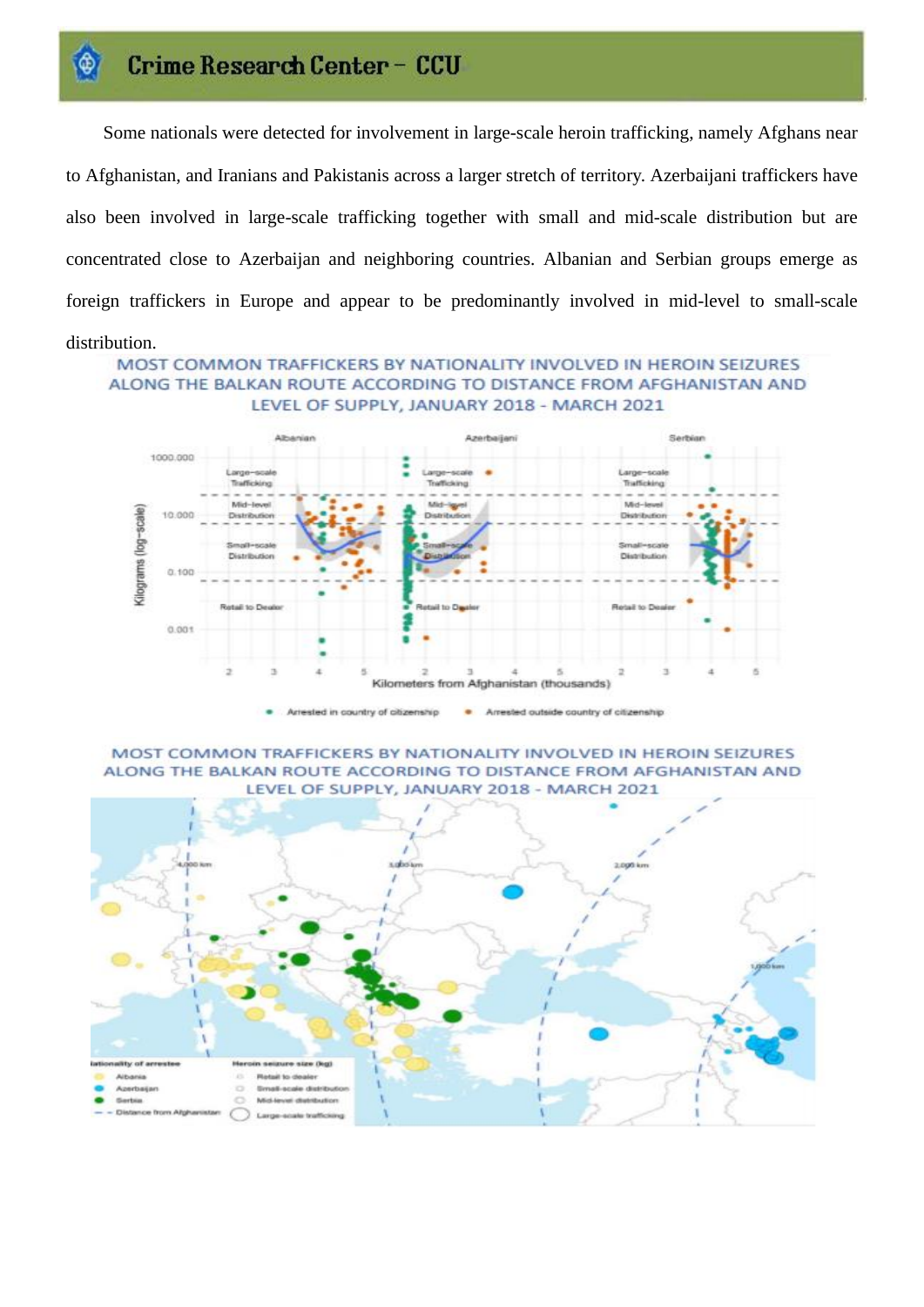Some nationals were detected for involvement in large-scale heroin trafficking, namely Afghans near to Afghanistan, and Iranians and Pakistanis across a larger stretch of territory. Azerbaijani traffickers have also been involved in large-scale trafficking together with small and mid-scale distribution but are concentrated close to Azerbaijan and neighboring countries. Albanian and Serbian groups emerge as foreign traffickers in Europe and appear to be predominantly involved in mid-level to small-scale distribution.

MOST COMMON TRAFFICKERS BY NATIONALITY INVOLVED IN HEROIN SEIZURES ALONG THE BALKAN ROUTE ACCORDING TO DISTANCE FROM AFGHANISTAN AND LEVEL OF SUPPLY, JANUARY 2018 - MARCH 2021

MOST COMMON TRAFFICKERS BY NATIONALITY INVOLVED IN HEROIN SEIZURES ALONG THE BALKAN ROUTE ACCORDING TO DISTANCE FROM AFGHANISTAN AND LEVEL OF SUPPLY, JANUARY 2018 - MARCH 2021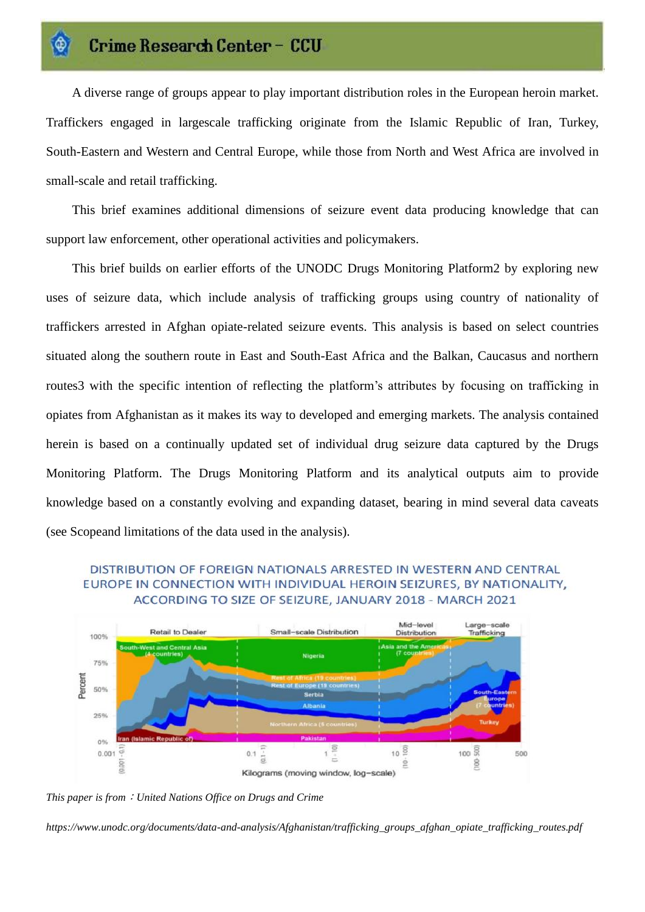A diverse range of groups appear to play important distribution roles in the European heroin market. Traffickers engaged in largescale trafficking originate from the Islamic Republic of Iran, Turkey, South-Eastern and Western and Central Europe, while those from North and West Africa are involved in small-scale and retail trafficking.

This brief examines additional dimensions of seizure event data producing knowledge that can support law enforcement, other operational activities and policymakers.

This brief builds on earlier efforts of the UNODC Drugs Monitoring Platform2 by exploring new uses of seizure data, which include analysis of trafficking groups using country of nationality of traffickers arrested in Afghan opiate-related seizure events. This analysis is based on select countries situated along the southern route in East and South-East Africa and the Balkan, Caucasus and northern routes3 with the specific intention of reflecting the platform's attributes by focusing on trafficking in opiates from Afghanistan as it makes its way to developed and emerging markets. The analysis contained herein is based on a continually updated set of individual drug seizure data captured by the Drugs Monitoring Platform. The Drugs Monitoring Platform and its analytical outputs aim to provide knowledge based on a constantly evolving and expanding dataset, bearing in mind several data caveats (see Scopeand limitations of the data used in the analysis).

DISTRIBUTION OF FOREIGN NATIONALS ARRESTED IN WESTERN AND CENTRAL EUROPE IN CONNECTION WITH INDIVIDUAL HEROIN SEIZURES, BY NATIONALITY, ACCORDING TO SIZE OF SEIZURE, JANUARY 2018 - MARCH 2021

*This paper is from：United Nations Office on Drugs and Crime*

*https://www.unodc.org/documents/data-and-analysis/Afghanistan/trafficking_groups_afghan_opiate_trafficking_routes.pdf*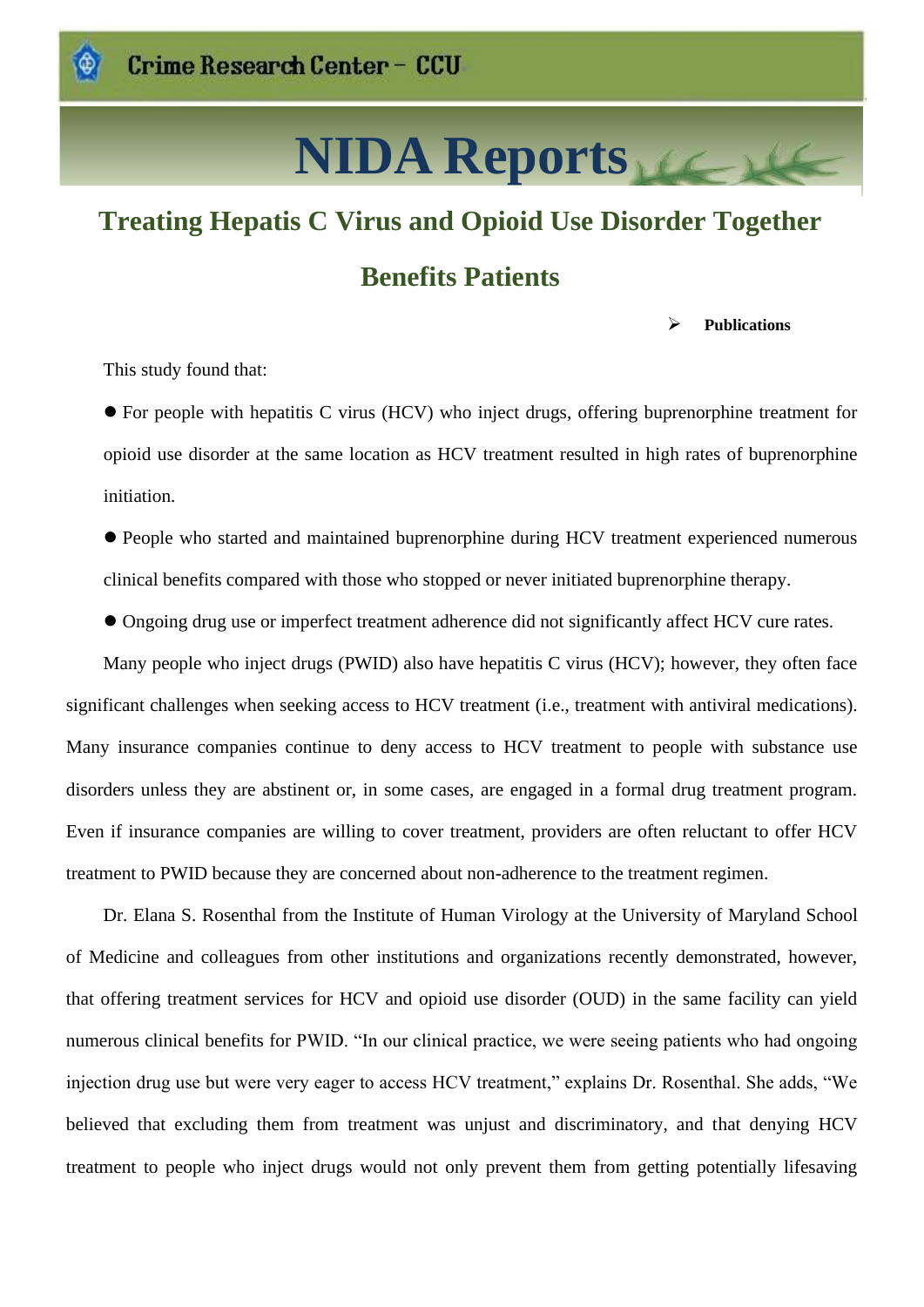# NIDA Reports

## Treating Hepatis C Virus and Opioid Use Disorder Together Benefits Patients

- **Publications**

This study found that:

- For people with hepatitis C virus (HCV) who inject drugs, offering buprenorphine treatment for opioid use disorder at the same location as HCV treatment resulted in high rates of buprenorphine initiation.
- People who started and maintained buprenorphine during HCV treatment experienced numerous clinical benefits compared with those who stopped or never initiated buprenorphine therapy.
- Ongoing drug use or imperfect treatment adherence did not significantly affect HCV cure rates.

Many people who inject drugs (PWID) also have hepatitis C virus (HCV); however, they often face significant challenges when seeking access to HCV treatment (i.e., treatment with antiviral medications). Many insurance companies continue to deny access to HCV treatment to people with substance use disorders unless they are abstinent or, in some cases, are engaged in a formal drug treatment program. Even if insurance companies are willing to cover treatment, providers are often reluctant to offer HCV treatment to PWID because they are concerned about non-adherence to the treatment regimen.

Dr. Elana S. Rosenthal from the Institute of Human Virology at the University of Maryland School of Medicine and colleagues from other institutions and organizations recently demonstrated, however, that offering treatment services for HCV and opioid use disorder (OUD) in the same facility can yield numerous clinical benefits for PWID. "In our clinical practice, we were seeing patients who had ongoing injection drug use but were very eager to access HCV treatment," explains Dr. Rosenthal. She adds, "We believed that excluding them from treatment was unjust and discriminatory, and that denying HCV treatment to people who inject drugs would not only prevent them from getting potentially lifesaving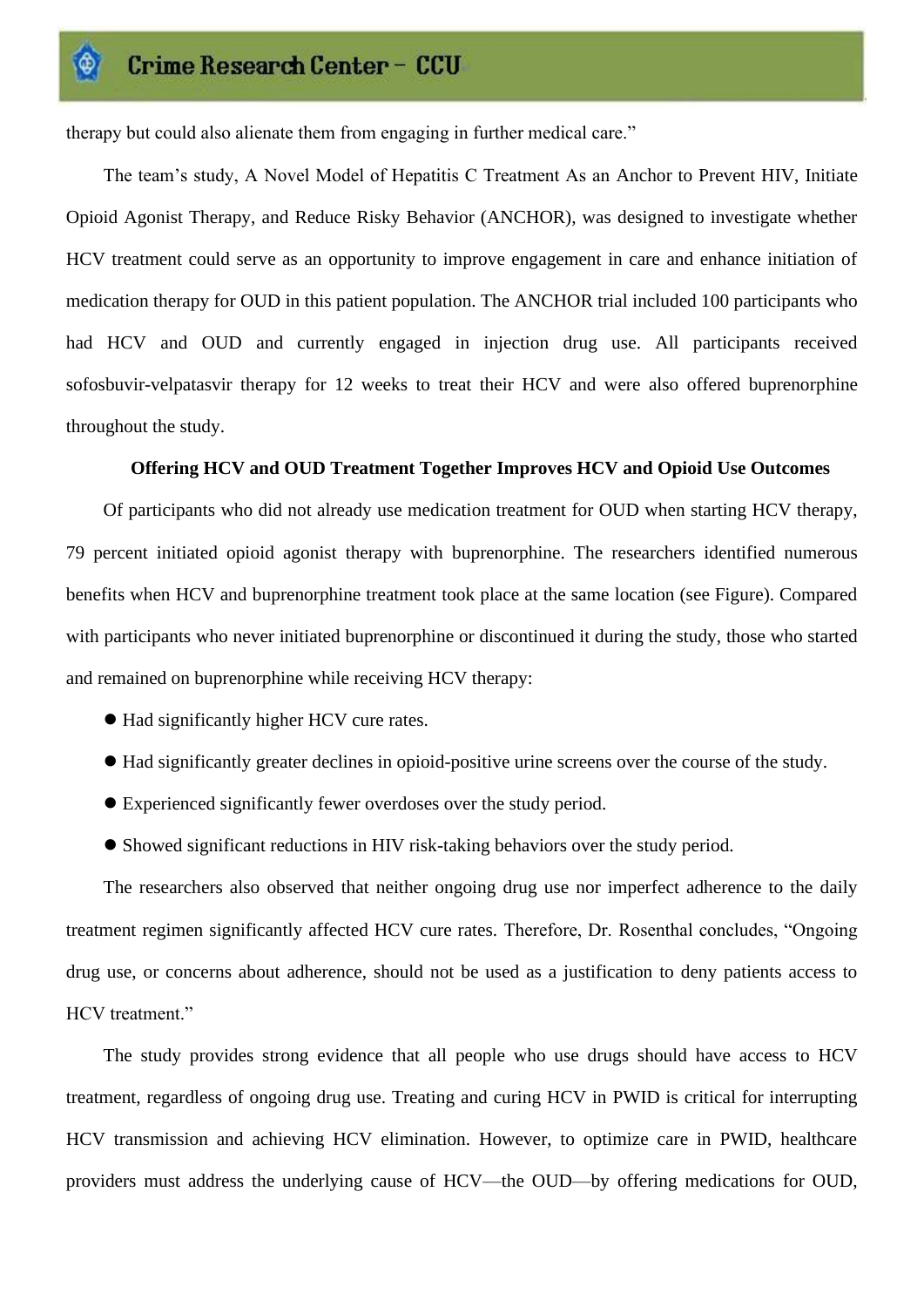therapy but could also alienate them from engaging in further medical care."

The team's study, A Novel Model of Hepatitis C Treatment As an Anchor to Prevent HIV, Initiate Opioid Agonist Therapy, and Reduce Risky Behavior (ANCHOR), was designed to investigate whether HCV treatment could serve as an opportunity to improve engagement in care and enhance initiation of medication therapy for OUD in this patient population. The ANCHOR trial included 100 participants who had HCV and OUD and currently engaged in injection drug use. All participants received sofosbuvir-velpatasvir therapy for 12 weeks to treat their HCV and were also offered buprenorphine throughout the study.

**Offering HCV and OUD Treatment Together Improves HCV and Opioid Use Outcomes**

Of participants who did not already use medication treatment for OUD when starting HCV therapy, 79 percent initiated opioid agonist therapy with buprenorphine. The researchers identified numerous benefits when HCV and buprenorphine treatment took place at the same location (see Figure). Compared with participants who never initiated buprenorphine or discontinued it during the study, those who started and remained on buprenorphine while receiving HCV therapy:

- Had significantly higher HCV cure rates.
- Had significantly greater declines in opioid-positive urine screens over the course of the study.
- Experienced significantly fewer overdoses over the study period.
- Showed significant reductions in HIV risk-taking behaviors over the study period.

The researchers also observed that neither ongoing drug use nor imperfect adherence to the daily treatment regimen significantly affected HCV cure rates. Therefore, Dr. Rosenthal concludes, "Ongoing drug use, or concerns about adherence, should not be used as a justification to deny patients access to HCV treatment."

The study provides strong evidence that all people who use drugs should have access to HCV treatment, regardless of ongoing drug use. Treating and curing HCV in PWID is critical for interrupting HCV transmission and achieving HCV elimination. However, to optimize care in PWID, healthcare providers must address the underlying cause of HCV—the OUD—by offering medications for OUD,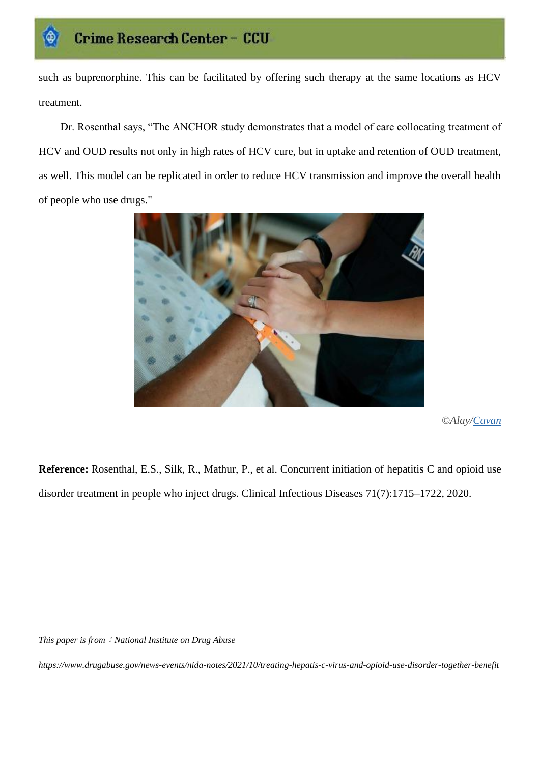such as buprenorphine. This can be facilitated by offering such therapy at the same locations as HCV treatment.

Dr. Rosenthal says, “The ANCHOR study demonstrates that a model of care collocating treatment of HCV and OUD results not only in high rates of HCV cure, but in uptake and retention of OUD treatment, as well. This model can be replicated in order to reduce HCV transmission and improve the overall health of people who use drugs."

*©Alay/Cavan*

**Reference:** Rosenthal, E.S., Silk, R., Mathur, P., et al. Concurrent initiation of hepatitis C and opioid use disorder treatment in people who inject drugs. Clinical Infectious Diseases 71(7):1715–1722, 2020.

*This paper is from：National Institute on Drug Abuse*

*https://www.drugabuse.gov/news-events/nida-notes/2021/10/treating-hepatis-c-virus-and-opioid-use-disorder-together-benefit*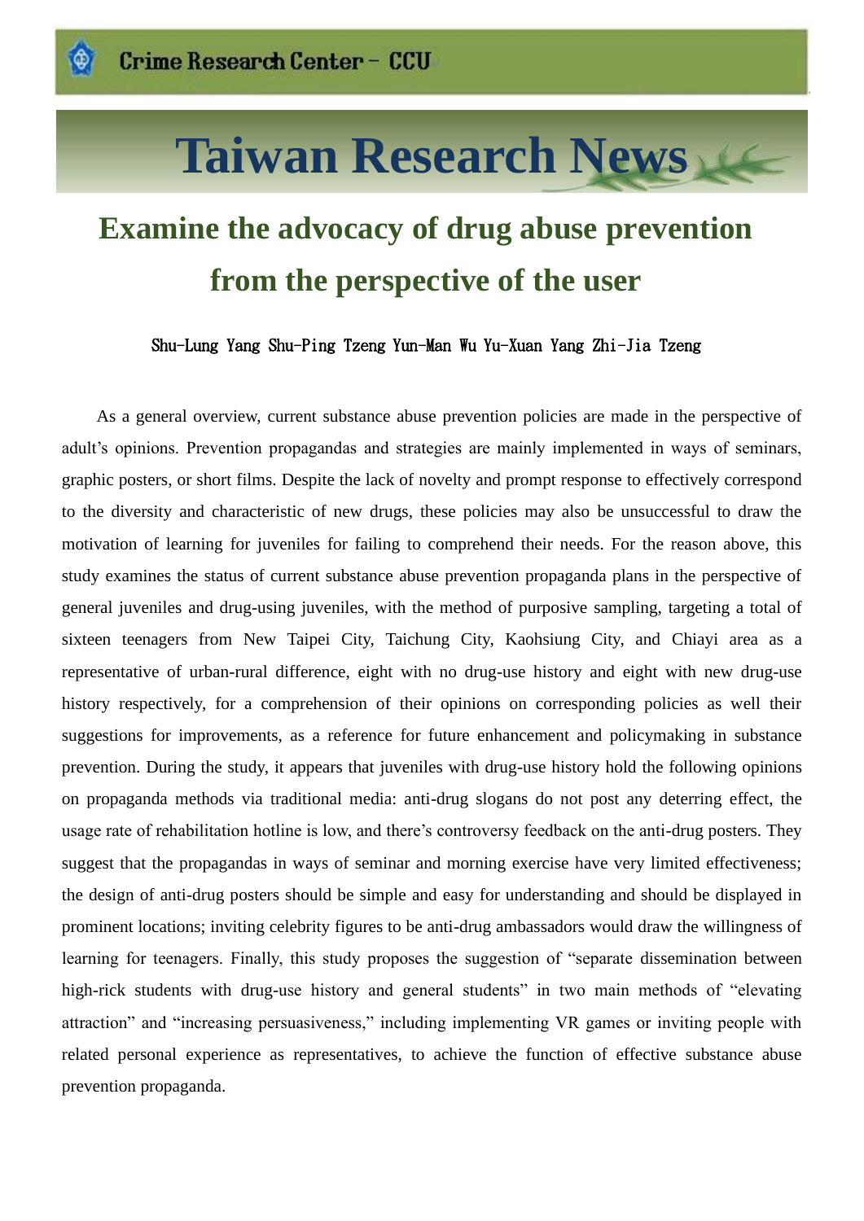# Taiwan Research News

## Examine the advocacy of drug abuse prevention from the perspective of the user

Shu-Lung Yang Shu-Ping Tzeng Yun-Man Wu Yu-Xuan Yang Zhi-Jia Tzeng

As a general overview, current substance abuse prevention policies are made in the perspective of adult's opinions. Prevention propagandas and strategies are mainly implemented in ways of seminars, graphic posters, or short films. Despite the lack of novelty and prompt response to effectively correspond to the diversity and characteristic of new drugs, these policies may also be unsuccessful to draw the motivation of learning for juveniles for failing to comprehend their needs. For the reason above, this study examines the status of current substance abuse prevention propaganda plans in the perspective of general juveniles and drug-using juveniles, with the method of purposive sampling, targeting a total of sixteen teenagers from New Taipei City, Taichung City, Kaohsiung City, and Chiayi area as a representative of urban-rural difference, eight with no drug-use history and eight with new drug-use history respectively, for a comprehension of their opinions on corresponding policies as well their suggestions for improvements, as a reference for future enhancement and policymaking in substance prevention. During the study, it appears that juveniles with drug-use history hold the following opinions on propaganda methods via traditional media: anti-drug slogans do not post any deterring effect, the usage rate of rehabilitation hotline is low, and there's controversy feedback on the anti-drug posters. They suggest that the propagandas in ways of seminar and morning exercise have very limited effectiveness; the design of anti-drug posters should be simple and easy for understanding and should be displayed in prominent locations; inviting celebrity figures to be anti-drug ambassadors would draw the willingness of learning for teenagers. Finally, this study proposes the suggestion of "separate dissemination between high-rick students with drug-use history and general students" in two main methods of "elevating attraction" and "increasing persuasiveness," including implementing VR games or inviting people with related personal experience as representatives, to achieve the function of effective substance abuse prevention propaganda.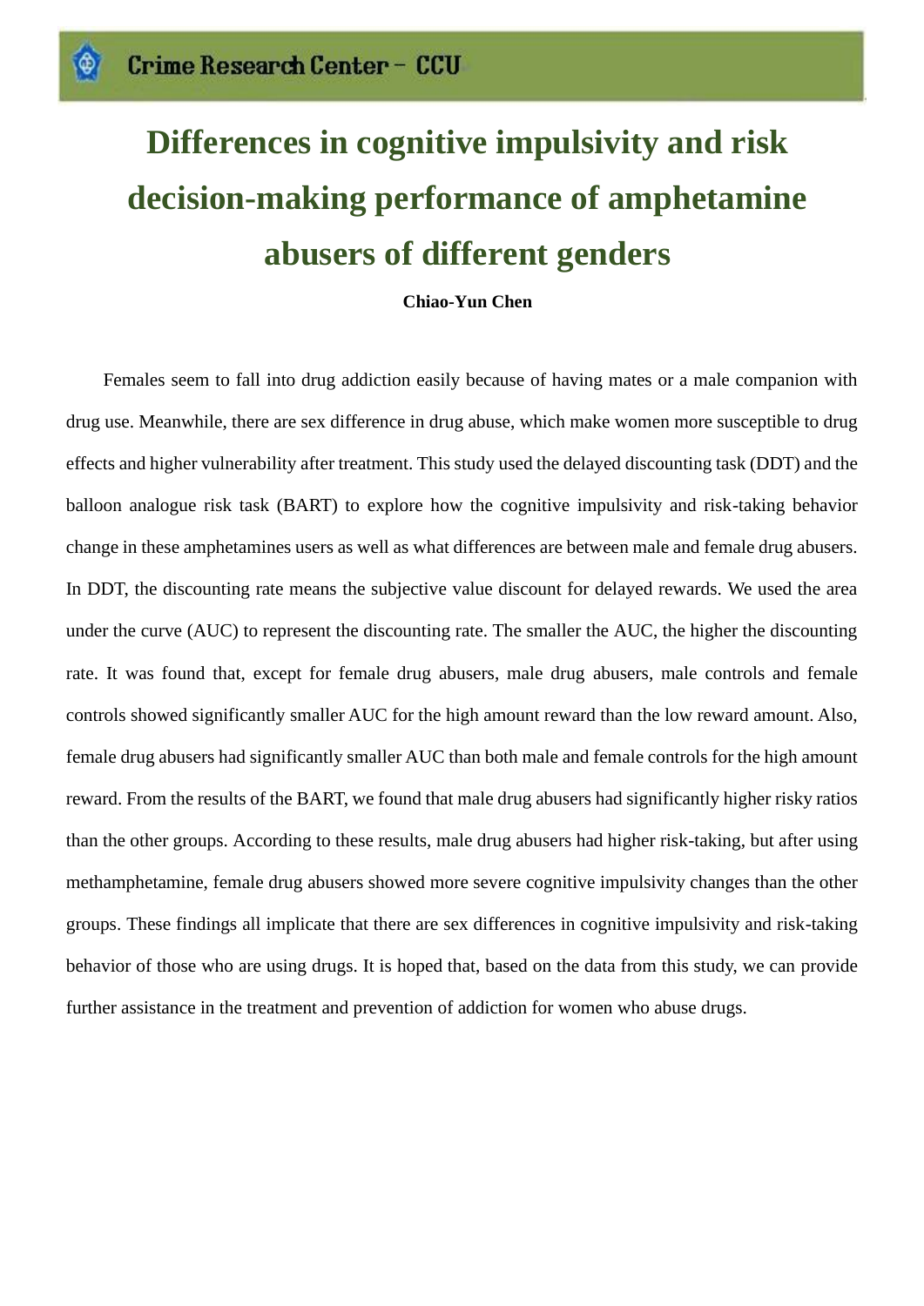# Differences in cognitive impulsivity and risk decision-making performance of amphetamine abusers of different genders

**Chiao-Yun Chen**

Females seem to fall into drug addiction easily because of having mates or a male companion with drug use. Meanwhile, there are sex difference in drug abuse, which make women more susceptible to drug effects and higher vulnerability after treatment. This study used the delayed discounting task (DDT) and the balloon analogue risk task (BART) to explore how the cognitive impulsivity and risk-taking behavior change in these amphetamines users as well as what differences are between male and female drug abusers. In DDT, the discounting rate means the subjective value discount for delayed rewards. We used the area under the curve (AUC) to represent the discounting rate. The smaller the AUC, the higher the discounting rate. It was found that, except for female drug abusers, male drug abusers, male controls and female controls showed significantly smaller AUC for the high amount reward than the low reward amount. Also, female drug abusers had significantly smaller AUC than both male and female controls for the high amount reward. From the results of the BART, we found that male drug abusers had significantly higher risky ratios than the other groups. According to these results, male drug abusers had higher risk-taking, but after using methamphetamine, female drug abusers showed more severe cognitive impulsivity changes than the other groups. These findings all implicate that there are sex differences in cognitive impulsivity and risk-taking behavior of those who are using drugs. It is hoped that, based on the data from this study, we can provide further assistance in the treatment and prevention of addiction for women who abuse drugs.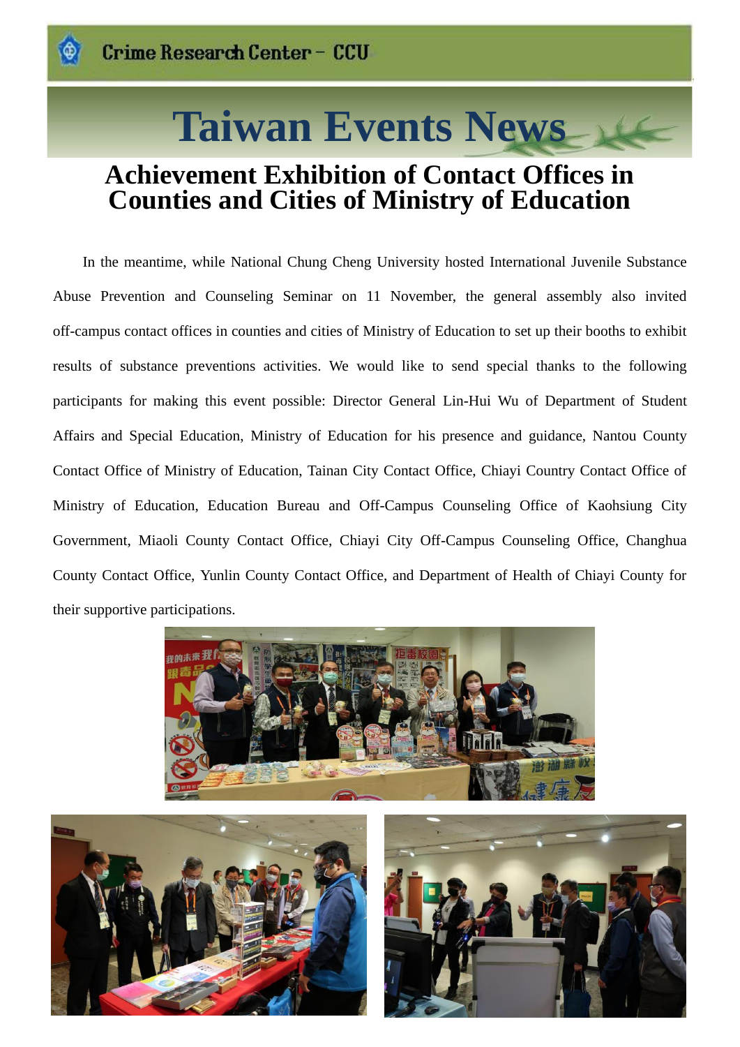# Taiwan Events News

## Achievement Exhibition of Contact Offices in Counties and Cities of Ministry of Education

In the meantime, while National Chung Cheng University hosted International Juvenile Substance Abuse Prevention and Counseling Seminar on 11 November, the general assembly also invited off-campus contact offices in counties and cities of Ministry of Education to set up their booths to exhibit results of substance preventions activities. We would like to send special thanks to the following participants for making this event possible: Director General Lin-Hui Wu of Department of Student Affairs and Special Education, Ministry of Education for his presence and guidance, Nantou County Contact Office of Ministry of Education, Tainan City Contact Office, Chiayi Country Contact Office of Ministry of Education, Education Bureau and Off-Campus Counseling Office of Kaohsiung City Government, Miaoli County Contact Office, Chiayi City Off-Campus Counseling Office, Changhua County Contact Office, Yunlin County Contact Office, and Department of Health of Chiayi County for their supportive participations.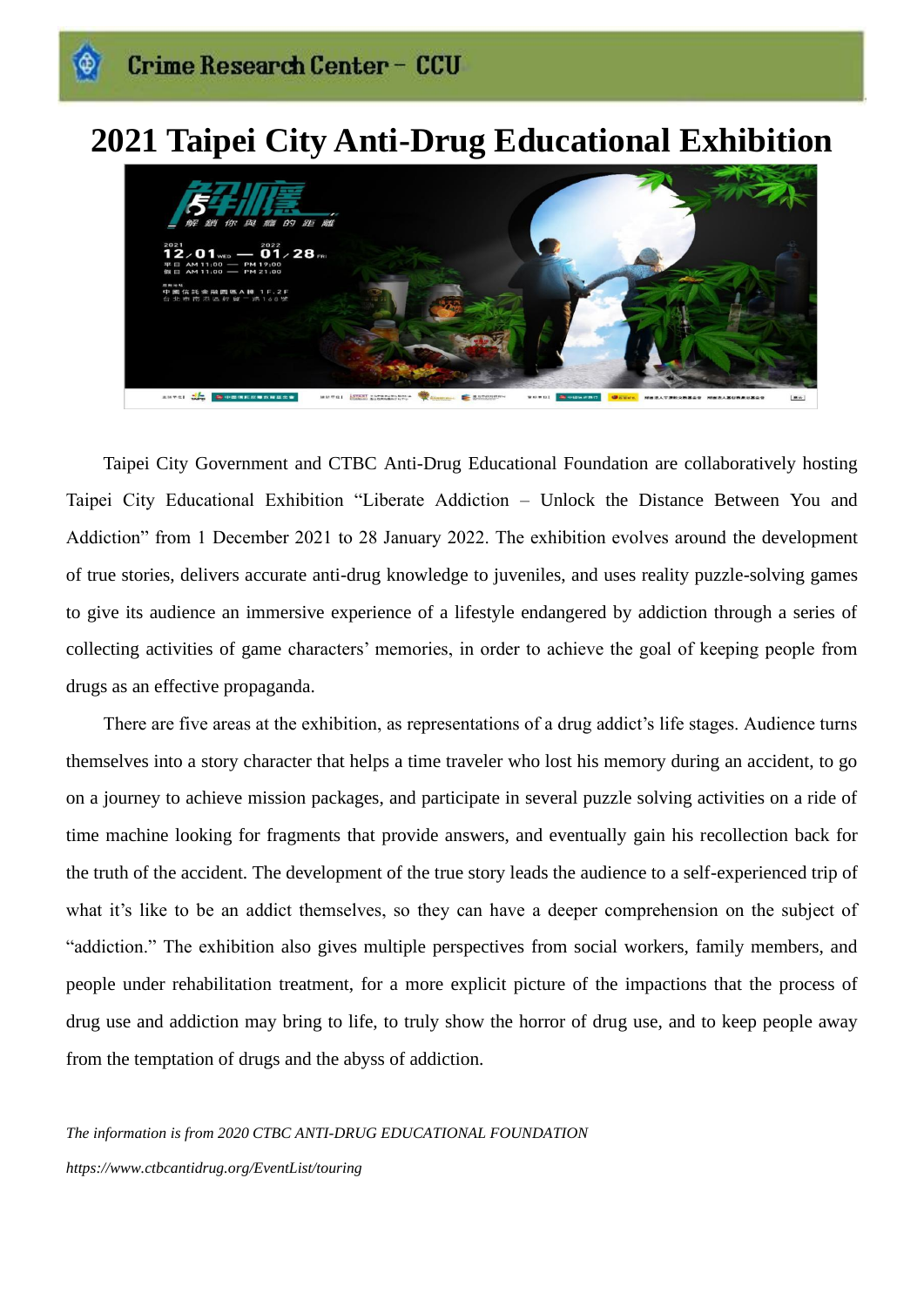# 2021 Taipei City Anti-Drug Educational Exhibition

Taipei City Government and CTBC Anti-Drug Educational Foundation are collaboratively hosting Taipei City Educational Exhibition “Liberate Addiction – Unlock the Distance Between You and Addiction” from 1 December 2021 to 28 January 2022. The exhibition evolves around the development of true stories, delivers accurate anti-drug knowledge to juveniles, and uses reality puzzle-solving games to give its audience an immersive experience of a lifestyle endangered by addiction through a series of collecting activities of game characters’ memories, in order to achieve the goal of keeping people from drugs as an effective propaganda.

There are five areas at the exhibition, as representations of a drug addict’s life stages. Audience turns themselves into a story character that helps a time traveler who lost his memory during an accident, to go on a journey to achieve mission packages, and participate in several puzzle solving activities on a ride of time machine looking for fragments that provide answers, and eventually gain his recollection back for the truth of the accident. The development of the true story leads the audience to a self-experienced trip of what it’s like to be an addict themselves, so they can have a deeper comprehension on the subject of “addiction.” The exhibition also gives multiple perspectives from social workers, family members, and people under rehabilitation treatment, for a more explicit picture of the impactions that the process of drug use and addiction may bring to life, to truly show the horror of drug use, and to keep people away from the temptation of drugs and the abyss of addiction.

*The information is from 2020 CTBC ANTI-DRUG EDUCATIONAL FOUNDATION*

*https://www.ctbcantidrug.org/EventList/touring*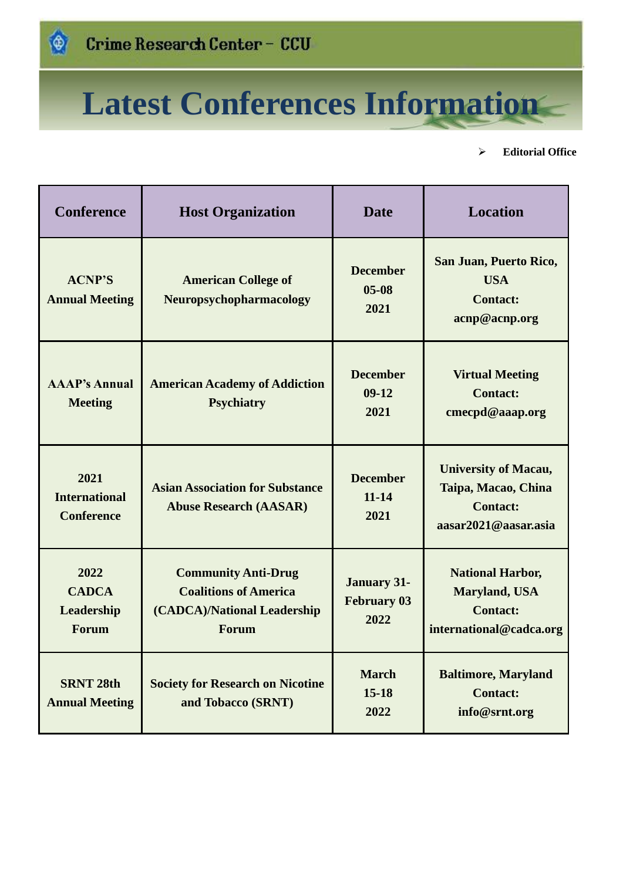# Latest Conferences Information

➢ **Editorial Office**

| Conference | Host Organization | Date | Location |
|---|---|---|---|
| ACNP'S Annual Meeting | American College of Neuropsychopharmacology | December 05-08 2021 | San Juan, Puerto Rico, USA Contact: acnp@acnp.org |
| AAAP's Annual Meeting | American Academy of Addiction Psychiatry | December 09-12 2021 | Virtual Meeting Contact: cmecpd@aaap.org |
| 2021 International Conference | Asian Association for Substance Abuse Research (AASAR) | December 11-14 2021 | University of Macau, Taipa, Macao, China Contact: aasar2021@aasar.asia |
| 2022 CADCA Leadership Forum | Community Anti-Drug Coalitions of America (CADCA)/National Leadership Forum | January 31- February 03 2022 | National Harbor, Maryland, USA Contact: international@cadca.org |
| SRNT 28th Annual Meeting | Society for Research on Nicotine and Tobacco (SRNT) | March 15-18 2022 | Baltimore, Maryland Contact: info@srnt.org |